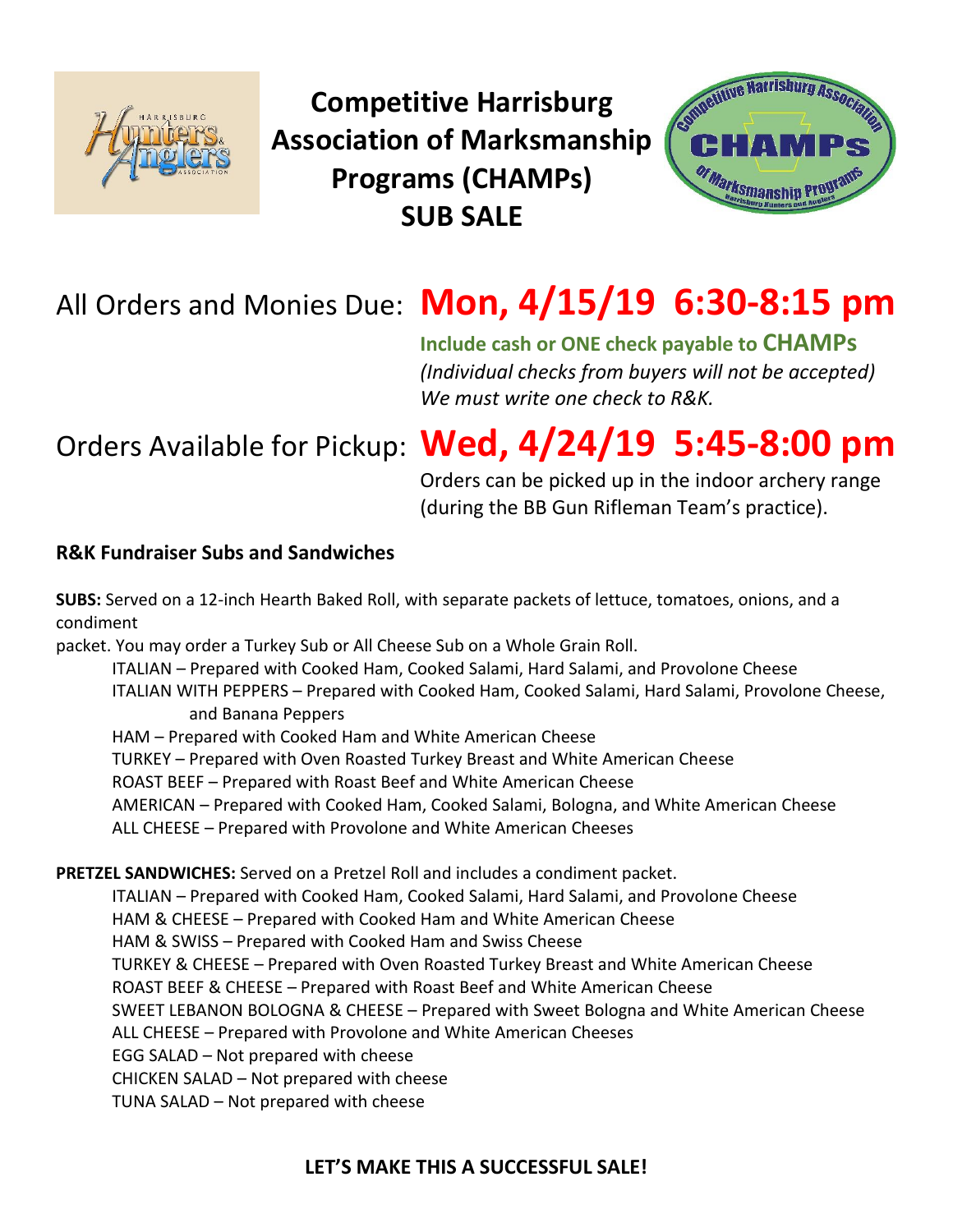# Competitive Harrisburg Association of Marksmanship Programs (CHAMPs) SUB SALE

All Orders and Monies Due: **Mon, 4/15/19 6:30-8:15 pm**

**Include cash or ONE check payable to CHAMPs**
*(Individual checks from buyers will not be accepted)*
*We must write one check to R&K.*

Orders Available for Pickup: **Wed, 4/24/19 5:45-8:00 pm**

Orders can be picked up in the indoor archery range (during the BB Gun Rifleman Team's practice).

**R&K Fundraiser Subs and Sandwiches**

**SUBS:** Served on a 12-inch Hearth Baked Roll, with separate packets of lettuce, tomatoes, onions, and a condiment packet. You may order a Turkey Sub or All Cheese Sub on a Whole Grain Roll.

- ITALIAN – Prepared with Cooked Ham, Cooked Salami, Hard Salami, and Provolone Cheese
- ITALIAN WITH PEPPERS – Prepared with Cooked Ham, Cooked Salami, Hard Salami, Provolone Cheese, and Banana Peppers
- HAM – Prepared with Cooked Ham and White American Cheese
- TURKEY – Prepared with Oven Roasted Turkey Breast and White American Cheese
- ROAST BEEF – Prepared with Roast Beef and White American Cheese
- AMERICAN – Prepared with Cooked Ham, Cooked Salami, Bologna, and White American Cheese
- ALL CHEESE – Prepared with Provolone and White American Cheeses

**PRETZEL SANDWICHES:** Served on a Pretzel Roll and includes a condiment packet.

- ITALIAN – Prepared with Cooked Ham, Cooked Salami, Hard Salami, and Provolone Cheese
- HAM & CHEESE – Prepared with Cooked Ham and White American Cheese
- HAM & SWISS – Prepared with Cooked Ham and Swiss Cheese
- TURKEY & CHEESE – Prepared with Oven Roasted Turkey Breast and White American Cheese
- ROAST BEEF & CHEESE – Prepared with Roast Beef and White American Cheese
- SWEET LEBANON BOLOGNA & CHEESE – Prepared with Sweet Bologna and White American Cheese
- ALL CHEESE – Prepared with Provolone and White American Cheeses
- EGG SALAD – Not prepared with cheese
- CHICKEN SALAD – Not prepared with cheese
- TUNA SALAD – Not prepared with cheese

**LET'S MAKE THIS A SUCCESSFUL SALE!**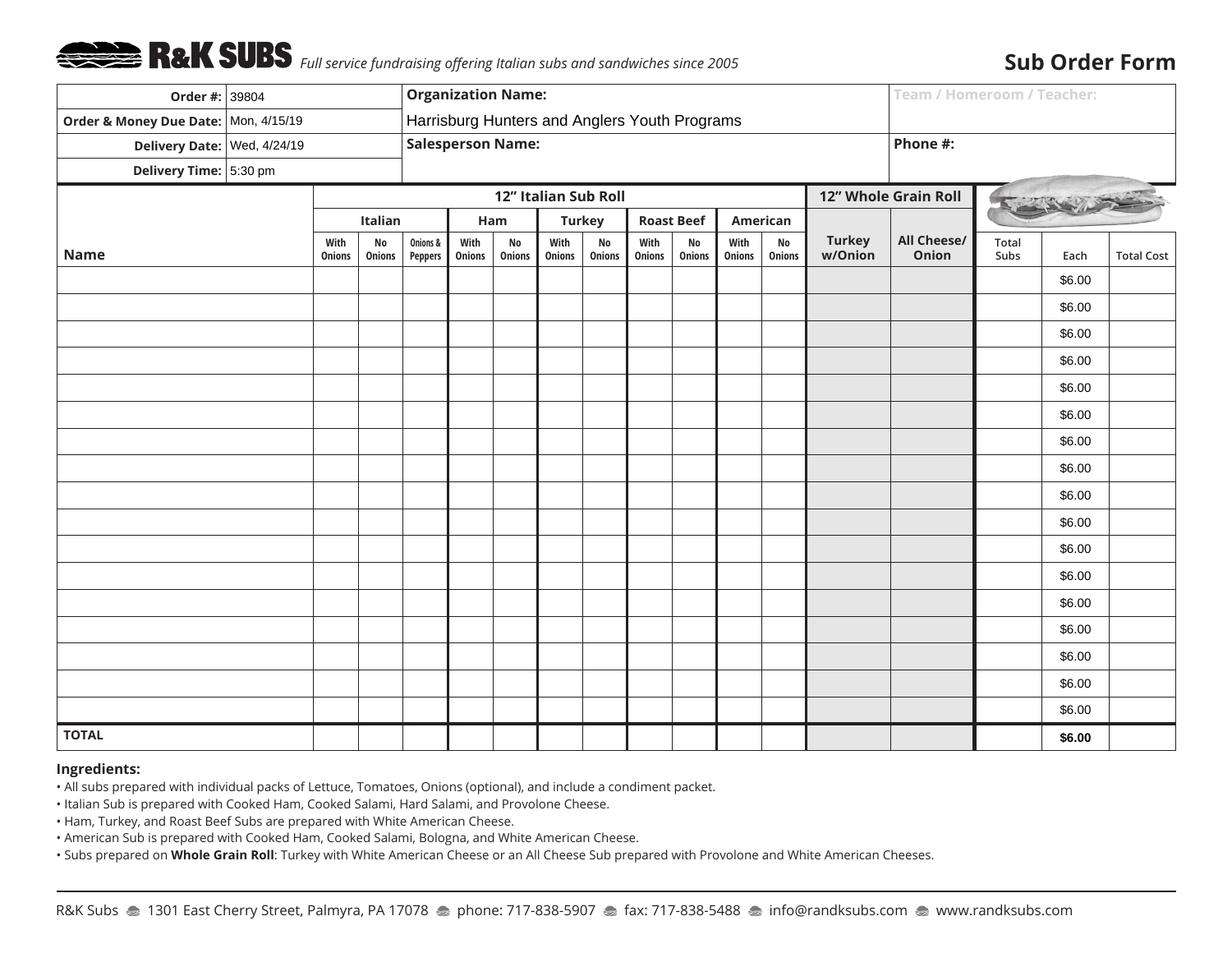# R&K SUBS *Full service fundraising offering Italian subs and sandwiches since 2005*

## Sub Order Form

| | | | |
|---|---|---|---|
| **Order #:** | 39804 | **Organization Name:** | **Team / Homeroom / Teacher:** |
| **Order & Money Due Date:** | Mon, 4/15/19 | Harrisburg Hunters and Anglers Youth Programs | |
| **Delivery Date:** | Wed, 4/24/19 | **Salesperson Name:** | **Phone #:** |
| **Delivery Time:** | 5:30 pm | | |

| | 12" Italian Sub Roll | | | | | | | | | | | 12" Whole Grain Roll | | | | |
|---|---|---|---|---|---|---|---|---|---|---|---|---|---|---|---|---|
| | Italian | | | Ham | | Turkey | | Roast Beef | | American | | | | | | |
| **Name** | With Onions | No Onions | Onions & Peppers | With Onions | No Onions | With Onions | No Onions | With Onions | No Onions | With Onions | No Onions | Turkey w/Onion | All Cheese/ Onion | Total Subs | Each | Total Cost |
| | | | | | | | | | | | | | | | $6.00 | |
| | | | | | | | | | | | | | | | $6.00 | |
| | | | | | | | | | | | | | | | $6.00 | |
| | | | | | | | | | | | | | | | $6.00 | |
| | | | | | | | | | | | | | | | $6.00 | |
| | | | | | | | | | | | | | | | $6.00 | |
| | | | | | | | | | | | | | | | $6.00 | |
| | | | | | | | | | | | | | | | $6.00 | |
| | | | | | | | | | | | | | | | $6.00 | |
| | | | | | | | | | | | | | | | $6.00 | |
| | | | | | | | | | | | | | | | $6.00 | |
| | | | | | | | | | | | | | | | $6.00 | |
| | | | | | | | | | | | | | | | $6.00 | |
| | | | | | | | | | | | | | | | $6.00 | |
| | | | | | | | | | | | | | | | $6.00 | |
| | | | | | | | | | | | | | | | $6.00 | |
| | | | | | | | | | | | | | | | $6.00 | |
| **TOTAL** | | | | | | | | | | | | | | | **$6.00** | |

**Ingredients:**

- All subs prepared with individual packs of Lettuce, Tomatoes, Onions (optional), and include a condiment packet.
- Italian Sub is prepared with Cooked Ham, Cooked Salami, Hard Salami, and Provolone Cheese.
- Ham, Turkey, and Roast Beef Subs are prepared with White American Cheese.
- American Sub is prepared with Cooked Ham, Cooked Salami, Bologna, and White American Cheese.
- Subs prepared on **Whole Grain Roll**: Turkey with White American Cheese or an All Cheese Sub prepared with Provolone and White American Cheeses.

R&K Subs • 1301 East Cherry Street, Palmyra, PA 17078 • phone: 717-838-5907 • fax: 717-838-5488 • info@randksubs.com • www.randksubs.com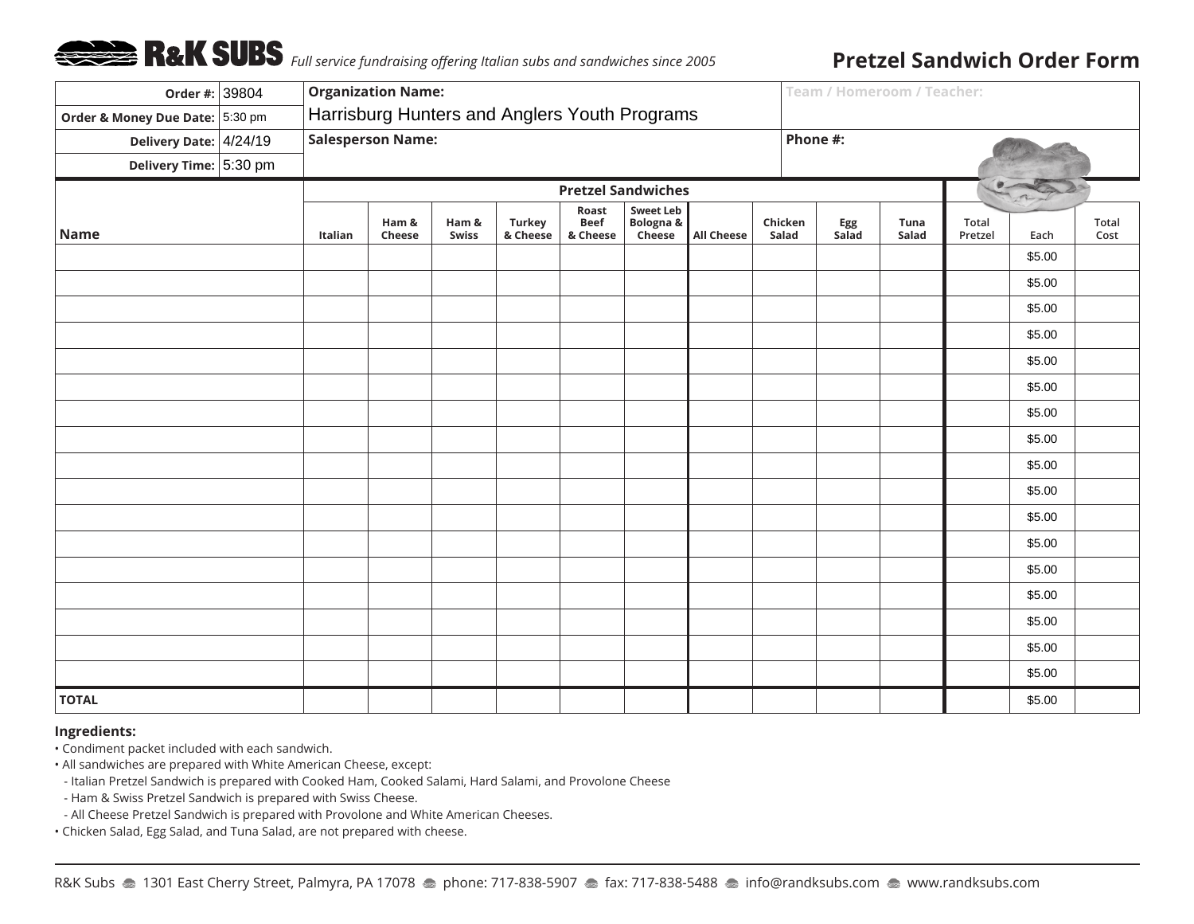R&K SUBS *Full service fundraising offering Italian subs and sandwiches since 2005*

# Pretzel Sandwich Order Form

| | | | |
|---|---|---|---|
| **Order #:** 39804 | **Organization Name:** Harrisburg Hunters and Anglers Youth Programs | | **Team / Homeroom / Teacher:** |
| **Order & Money Due Date:** 5:30 pm | | | |
| **Delivery Date:** 4/24/19 | **Salesperson Name:** | | **Phone #:** |
| **Delivery Time:** 5:30 pm | | | |

| Name | Pretzel Sandwiches | | | | | | | | | | | | |
|---|---|---|---|---|---|---|---|---|---|---|---|---|---|
| | Italian | Ham & Cheese | Ham & Swiss | Turkey & Cheese | Roast Beef & Cheese | Sweet Leb Bologna & Cheese | All Cheese | Chicken Salad | Egg Salad | Tuna Salad | Total Pretzel | Each | Total Cost |
| | | | | | | | | | | | | $5.00 | |
| | | | | | | | | | | | | $5.00 | |
| | | | | | | | | | | | | $5.00 | |
| | | | | | | | | | | | | $5.00 | |
| | | | | | | | | | | | | $5.00 | |
| | | | | | | | | | | | | $5.00 | |
| | | | | | | | | | | | | $5.00 | |
| | | | | | | | | | | | | $5.00 | |
| | | | | | | | | | | | | $5.00 | |
| | | | | | | | | | | | | $5.00 | |
| | | | | | | | | | | | | $5.00 | |
| | | | | | | | | | | | | $5.00 | |
| | | | | | | | | | | | | $5.00 | |
| | | | | | | | | | | | | $5.00 | |
| | | | | | | | | | | | | $5.00 | |
| | | | | | | | | | | | | $5.00 | |
| | | | | | | | | | | | | $5.00 | |
| **TOTAL** | | | | | | | | | | | | $5.00 | |

**Ingredients:**

- Condiment packet included with each sandwich.
- All sandwiches are prepared with White American Cheese, except:
  - Italian Pretzel Sandwich is prepared with Cooked Ham, Cooked Salami, Hard Salami, and Provolone Cheese
  - Ham & Swiss Pretzel Sandwich is prepared with Swiss Cheese.
  - All Cheese Pretzel Sandwich is prepared with Provolone and White American Cheeses.
- Chicken Salad, Egg Salad, and Tuna Salad, are not prepared with cheese.

R&K Subs • 1301 East Cherry Street, Palmyra, PA 17078 • phone: 717-838-5907 • fax: 717-838-5488 • info@randksubs.com • www.randksubs.com